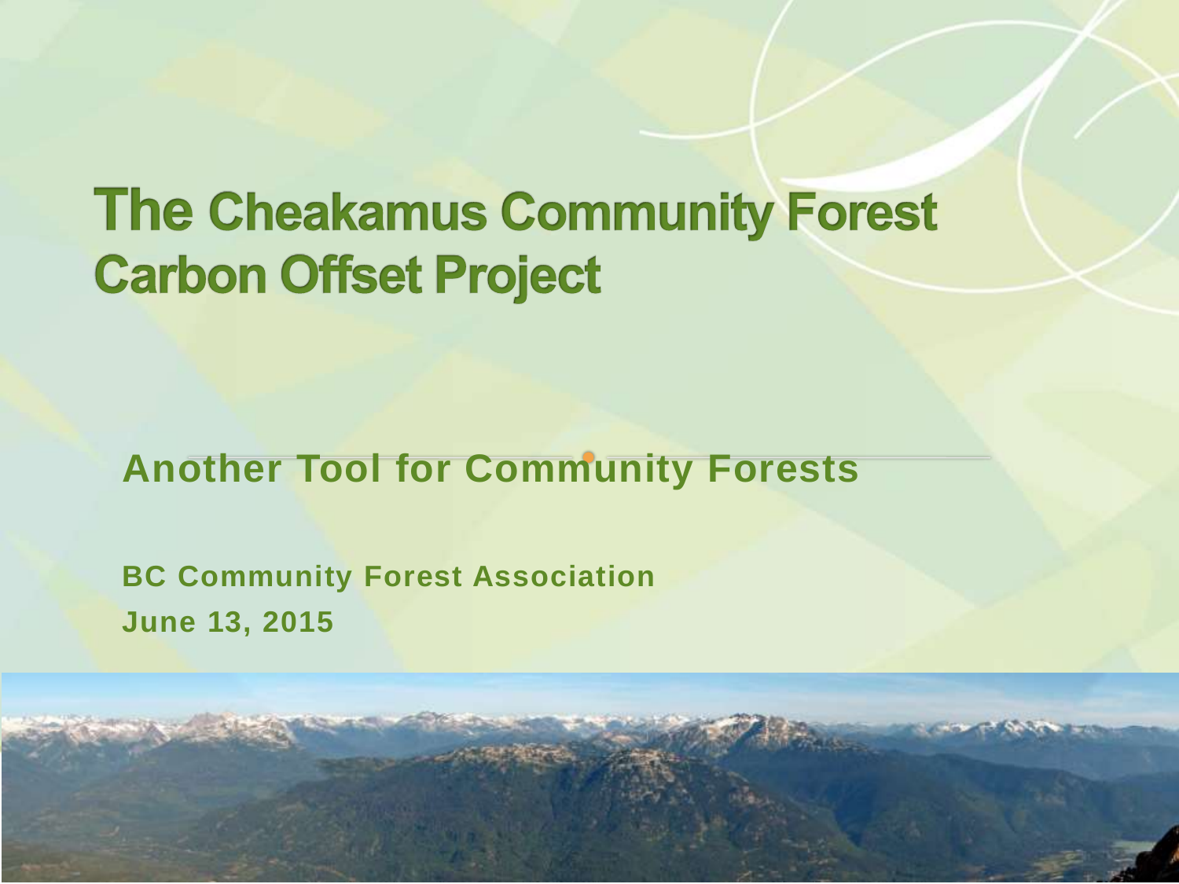# The Cheakamus Community Forest Carbon Offset Project

## Another Tool for Community Forests

**BC Community Forest Association**

**June 13, 2015**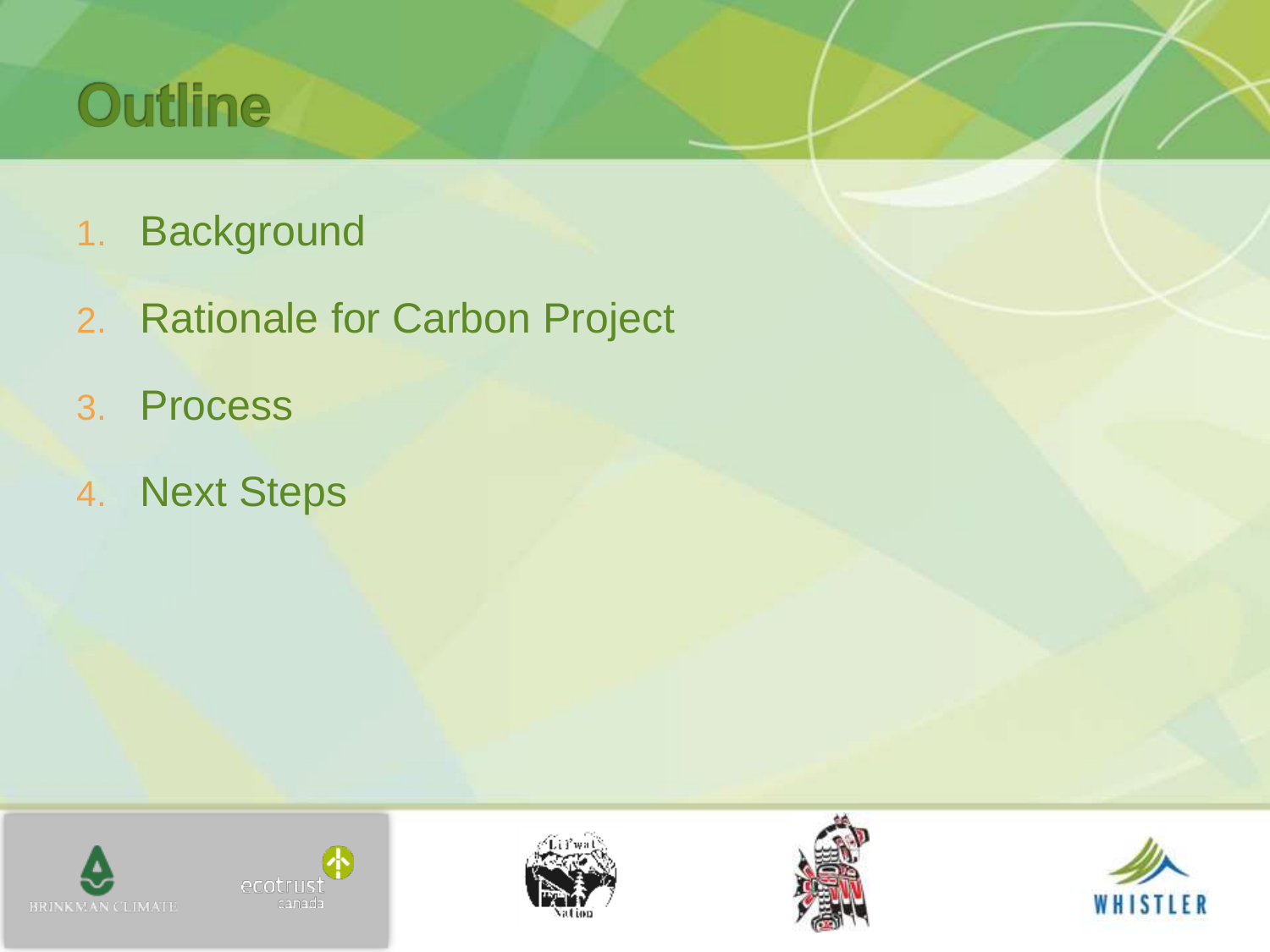# Outline

1. Background
2. Rationale for Carbon Project
3. Process
4. Next Steps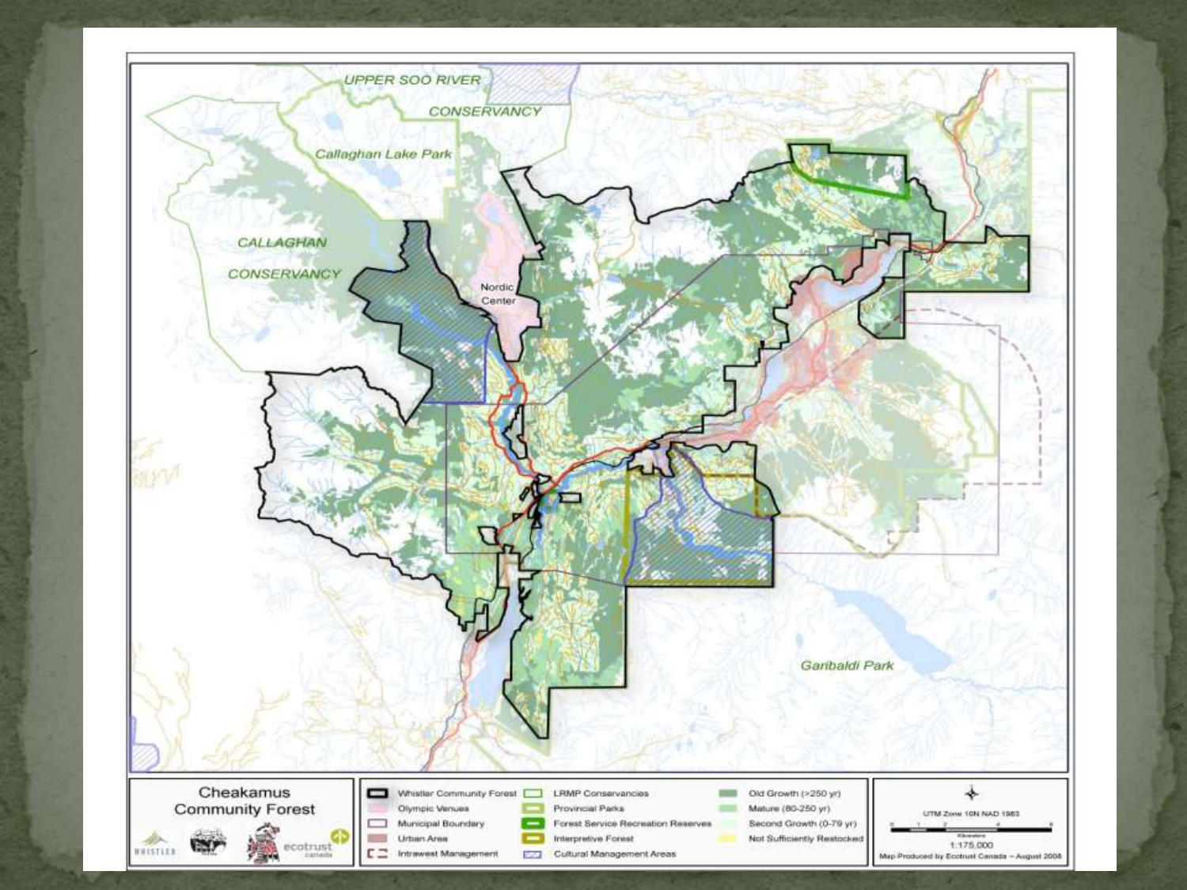UPPER SOO RIVER

CONSERVANCY

Callaghan Lake Park

CALLAGHAN

CONSERVANCY

Nordic Center

Garibaldi Park

## Cheakamus Community Forest

| Legend | | |
|---|---|---|
| Whistler Community Forest | LRMP Conservancies | Old Growth (>250 yr) |
| Olympic Venues | Provincial Parks | Mature (80-250 yr) |
| Municipal Boundary | Forest Service Recreation Reserves | Second Growth (0-79 yr) |
| Urban Area | Interpretive Forest | Not Sufficiently Restocked |
| Intrawest Management | Cultural Management Areas | |

WHISTLER

ecotrust canada

UTM Zone 10N NAD 1983

Kilometers

1:175,000

Map Produced by Ecotrust Canada – August 2008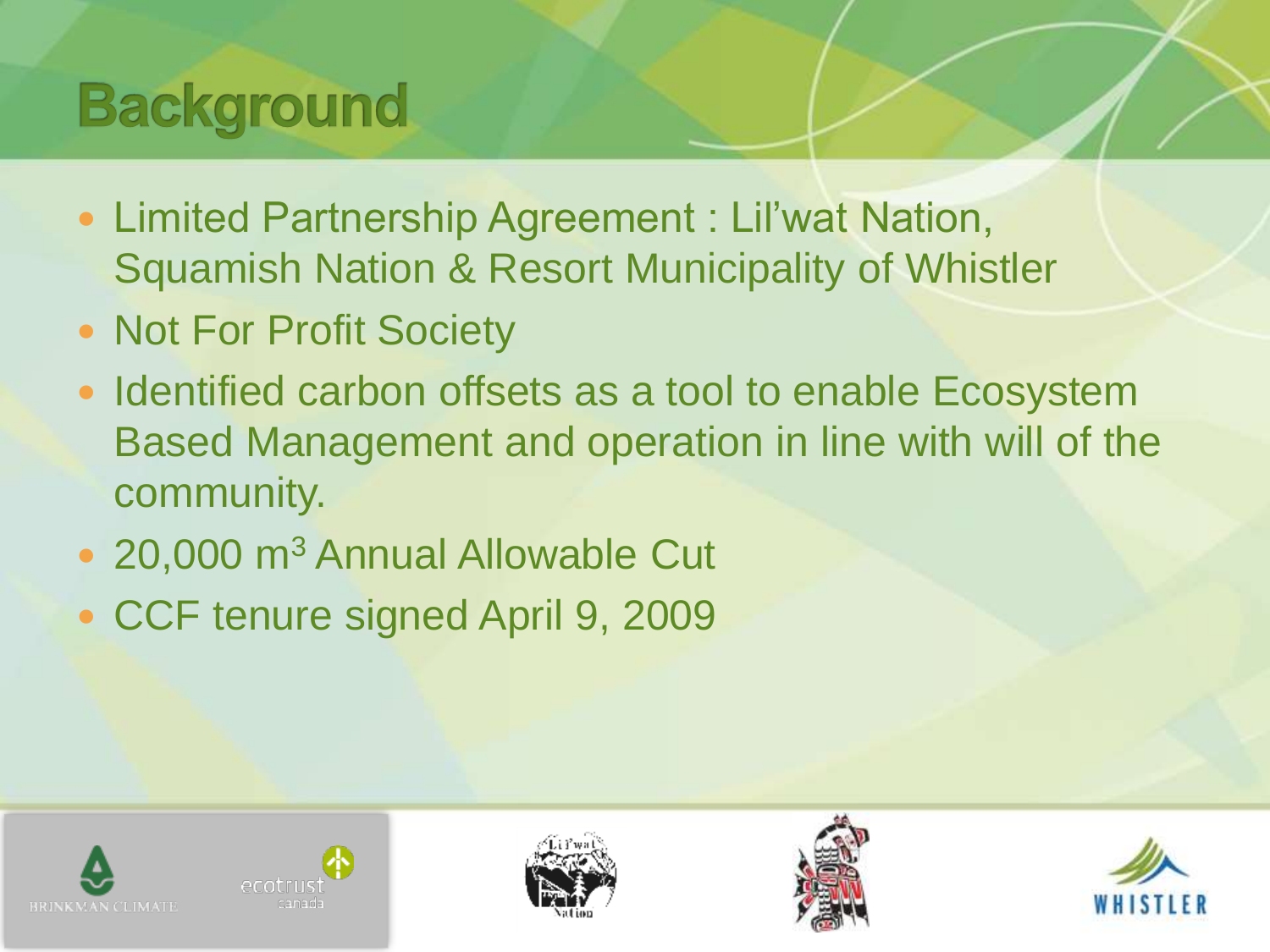# Background

- Limited Partnership Agreement : Lil'wat Nation, Squamish Nation & Resort Municipality of Whistler
- Not For Profit Society
- Identified carbon offsets as a tool to enable Ecosystem Based Management and operation in line with will of the community.
- 20,000 $m^3$ Annual Allowable Cut
- CCF tenure signed April 9, 2009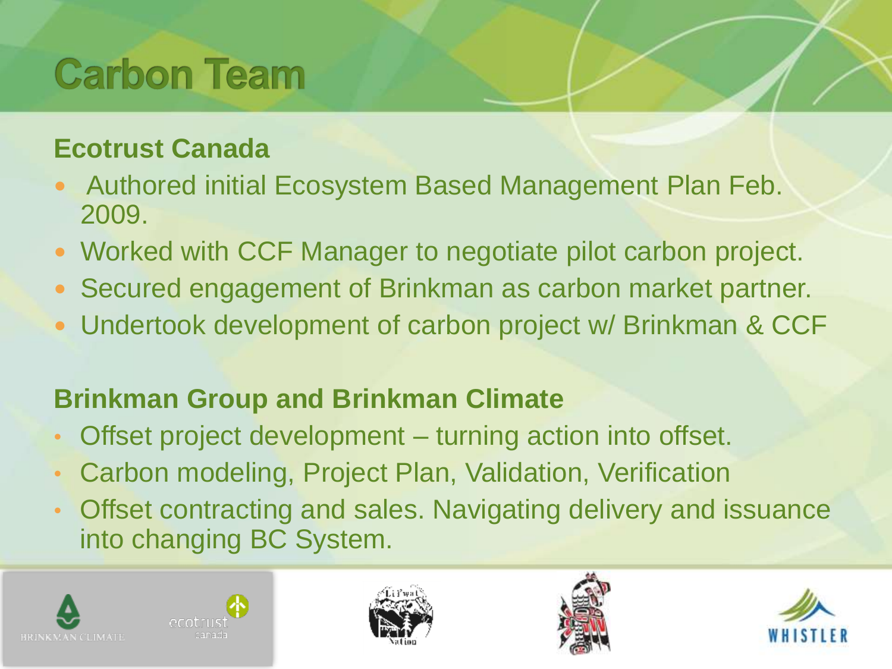# Carbon Team

## Ecotrust Canada

- Authored initial Ecosystem Based Management Plan Feb. 2009.
- Worked with CCF Manager to negotiate pilot carbon project.
- Secured engagement of Brinkman as carbon market partner.
- Undertook development of carbon project w/ Brinkman & CCF

## Brinkman Group and Brinkman Climate

- Offset project development – turning action into offset.
- Carbon modeling, Project Plan, Validation, Verification
- Offset contracting and sales. Navigating delivery and issuance into changing BC System.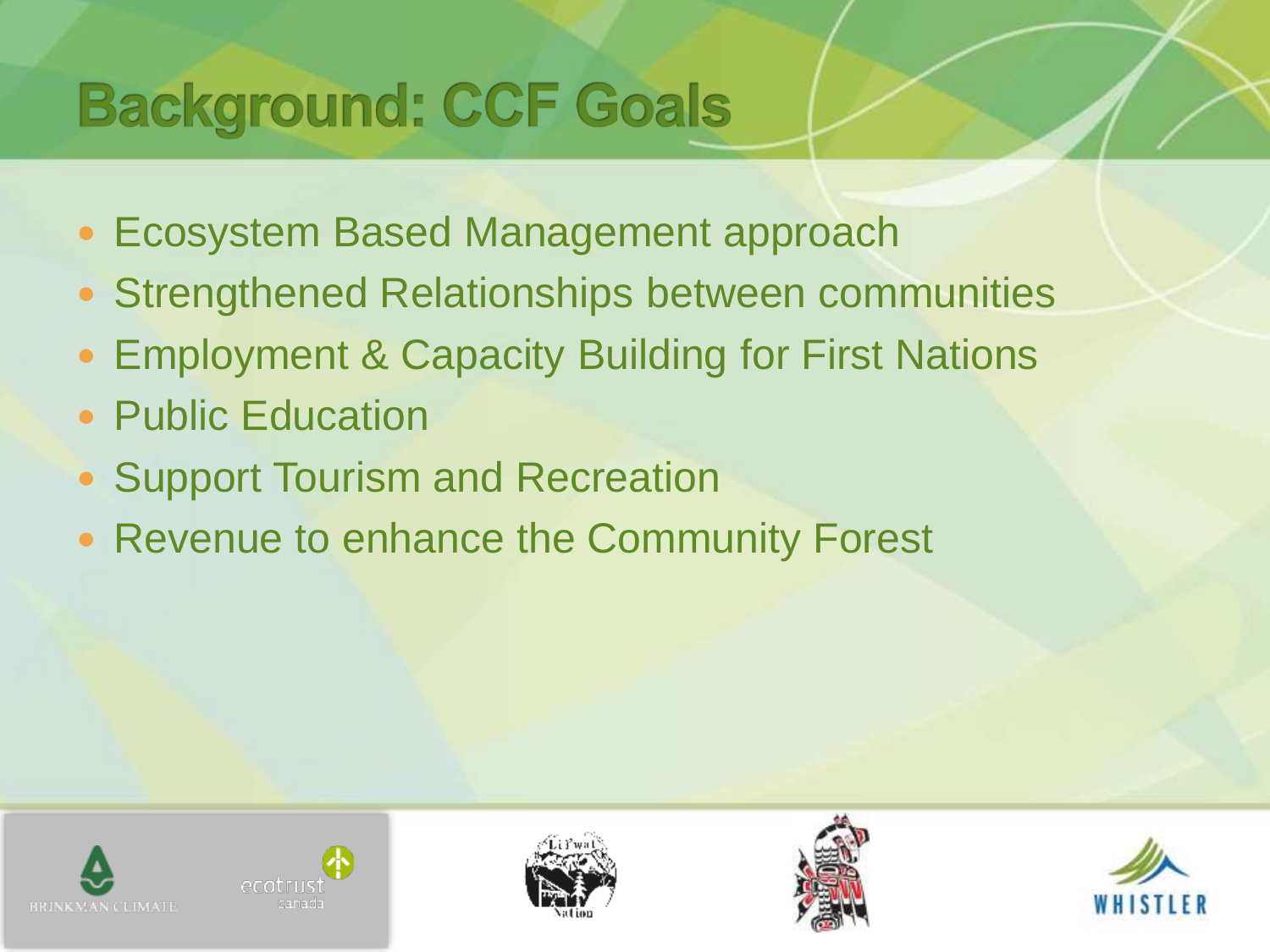# Background: CCF Goals

- Ecosystem Based Management approach
- Strengthened Relationships between communities
- Employment & Capacity Building for First Nations
- Public Education
- Support Tourism and Recreation
- Revenue to enhance the Community Forest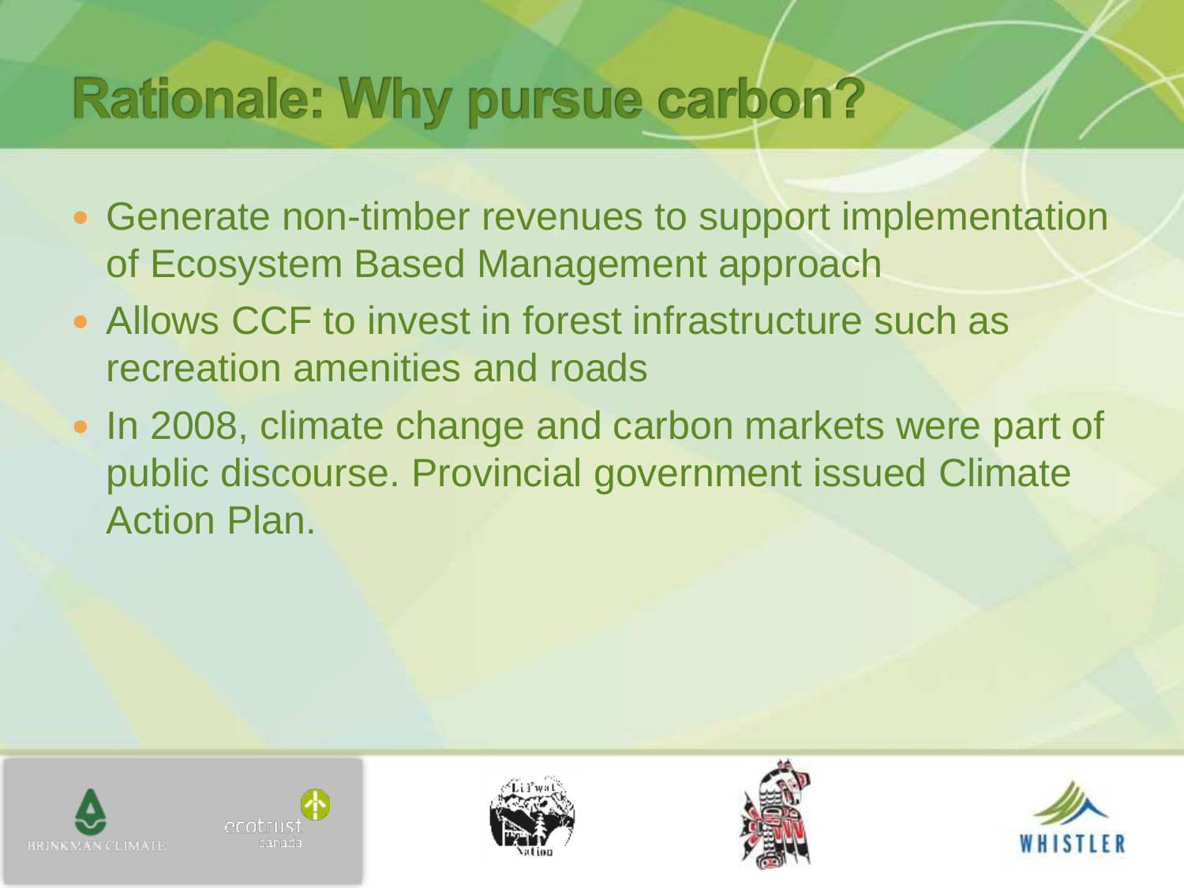# Rationale: Why pursue carbon?

- Generate non-timber revenues to support implementation of Ecosystem Based Management approach
- Allows CCF to invest in forest infrastructure such as recreation amenities and roads
- In 2008, climate change and carbon markets were part of public discourse. Provincial government issued Climate Action Plan.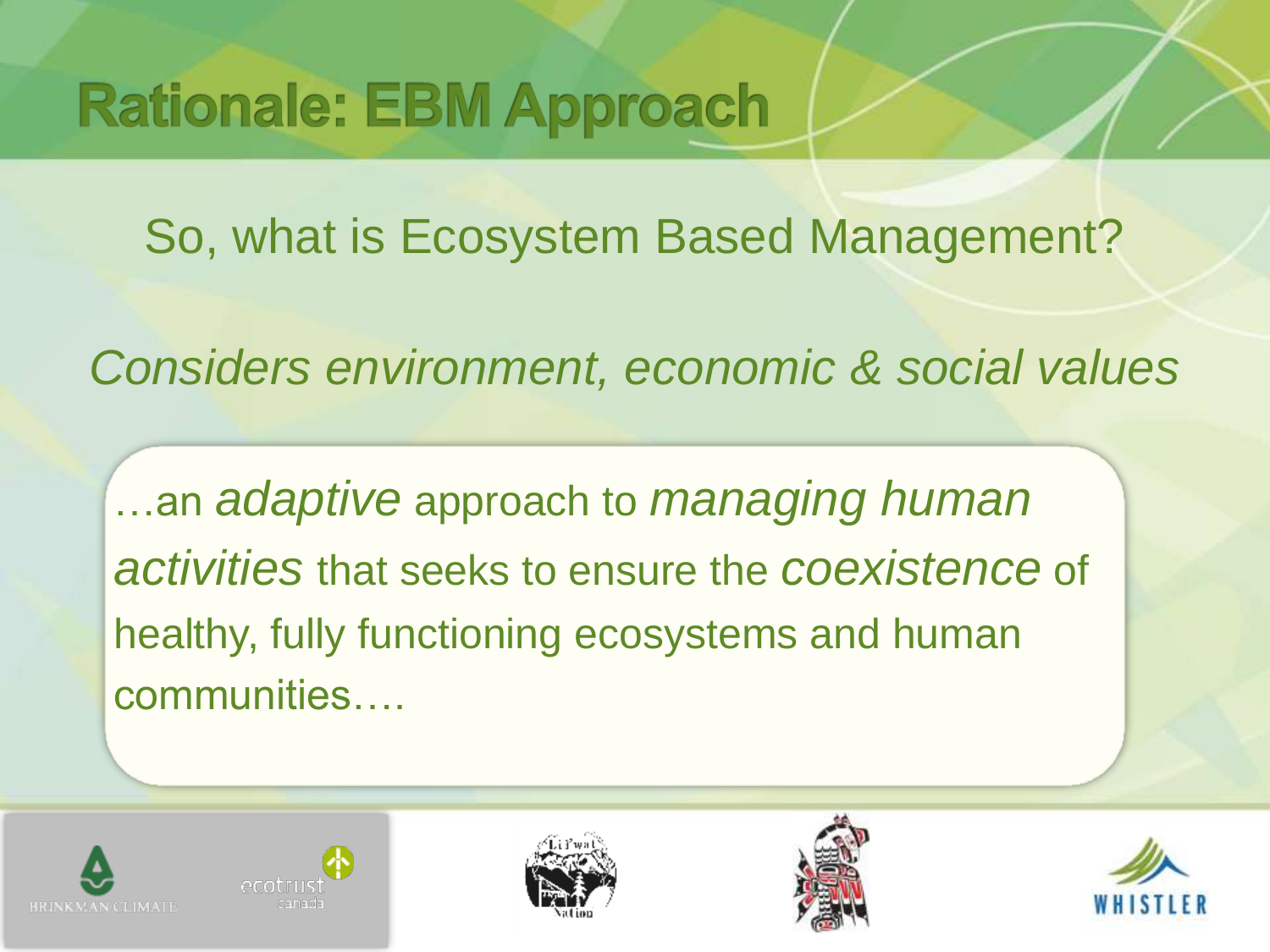# Rationale: EBM Approach

So, what is Ecosystem Based Management?

*Considers environment, economic & social values*

…an *adaptive* approach to *managing human activities* that seeks to ensure the *coexistence* of healthy, fully functioning ecosystems and human communities….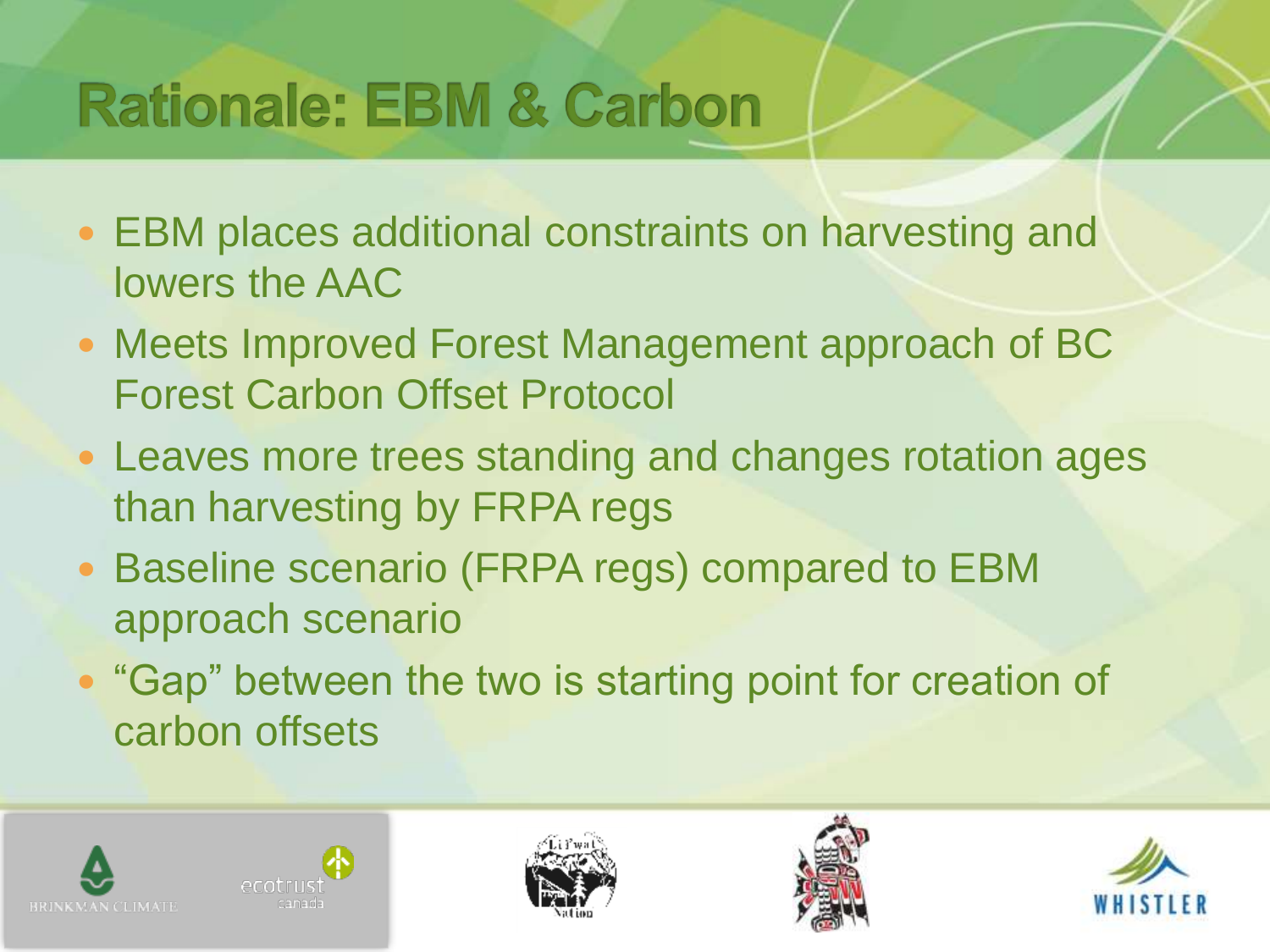# Rationale: EBM & Carbon

- EBM places additional constraints on harvesting and lowers the AAC
- Meets Improved Forest Management approach of BC Forest Carbon Offset Protocol
- Leaves more trees standing and changes rotation ages than harvesting by FRPA regs
- Baseline scenario (FRPA regs) compared to EBM approach scenario
- “Gap” between the two is starting point for creation of carbon offsets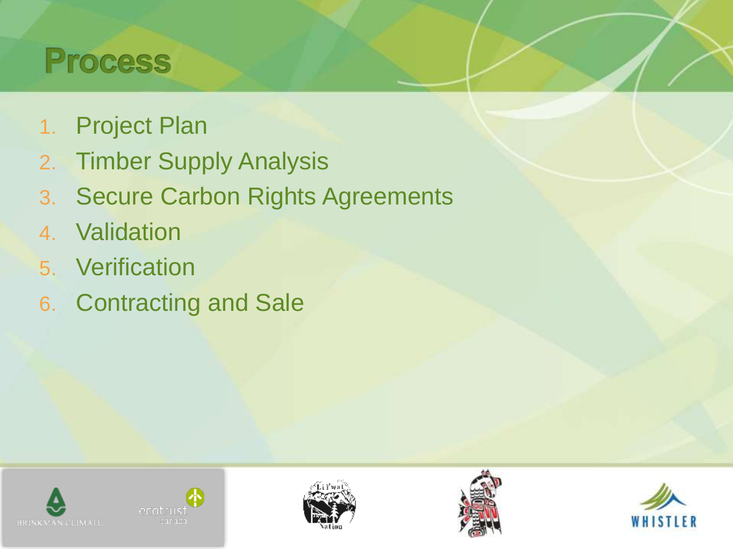# Process

1. Project Plan
2. Timber Supply Analysis
3. Secure Carbon Rights Agreements
4. Validation
5. Verification
6. Contracting and Sale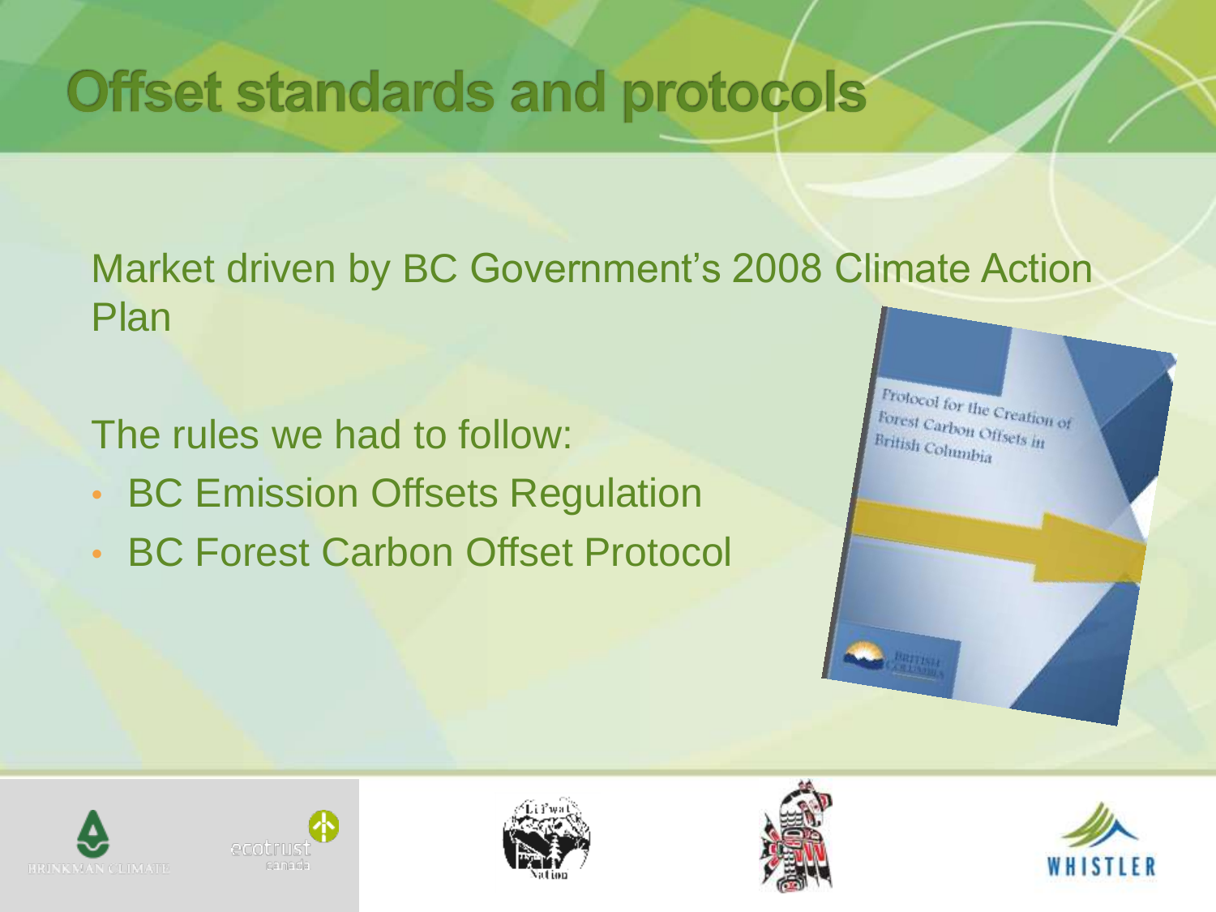# Offset standards and protocols

Market driven by BC Government's 2008 Climate Action Plan

The rules we had to follow:

- BC Emission Offsets Regulation
- BC Forest Carbon Offset Protocol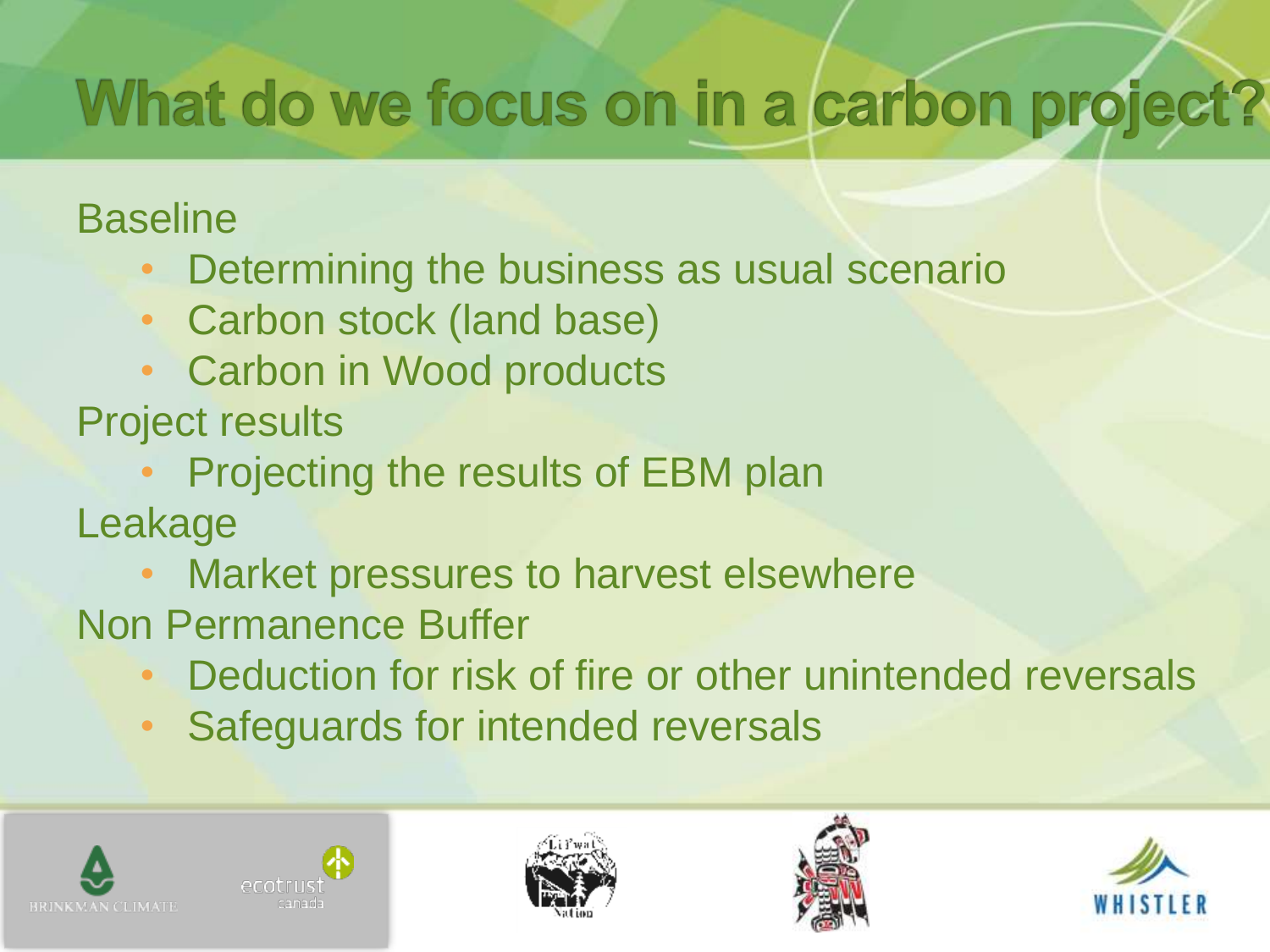# What do we focus on in a carbon project?

Baseline

- Determining the business as usual scenario
- Carbon stock (land base)
- Carbon in Wood products

Project results

- Projecting the results of EBM plan

Leakage

- Market pressures to harvest elsewhere

Non Permanence Buffer

- Deduction for risk of fire or other unintended reversals
- Safeguards for intended reversals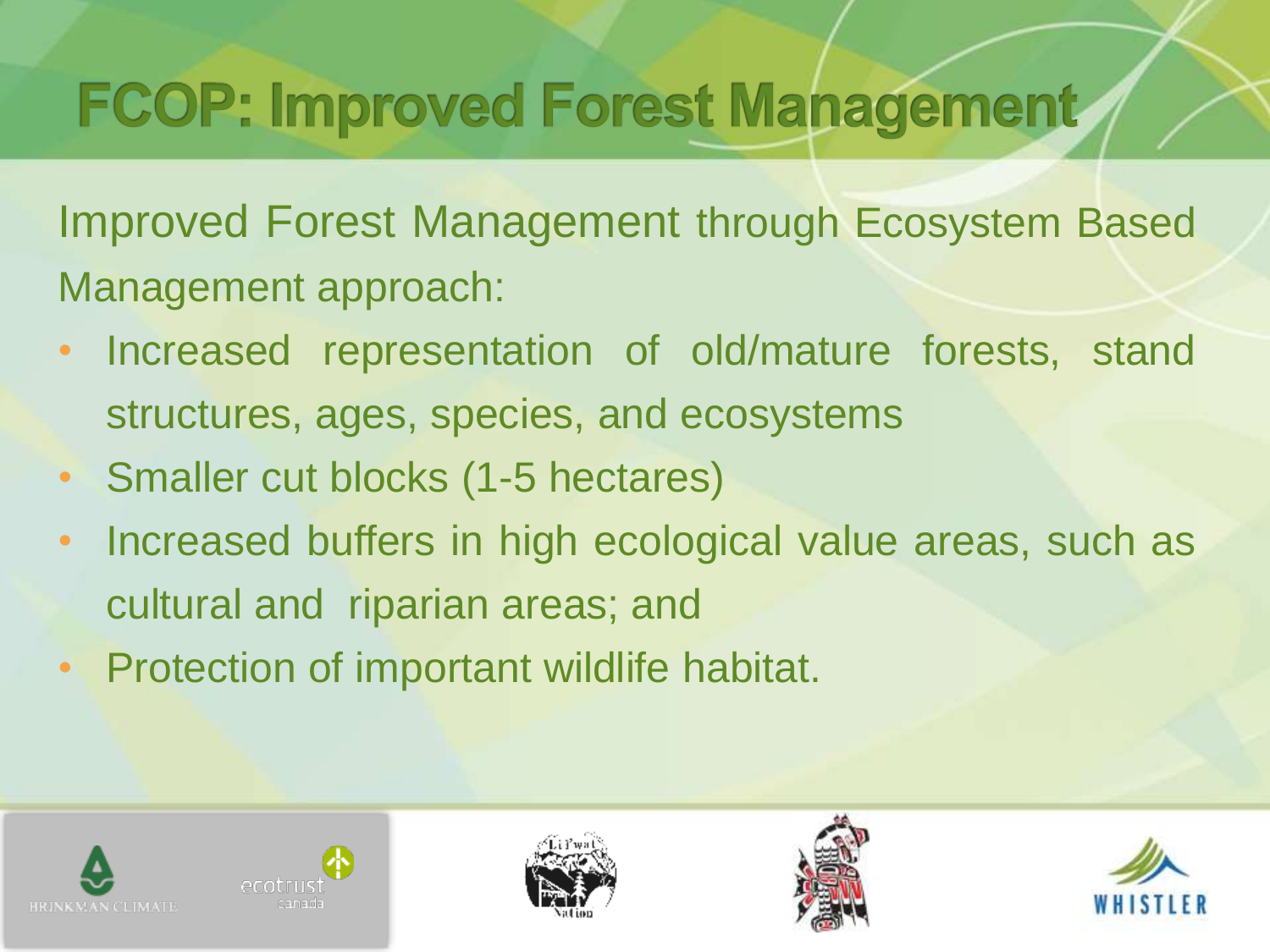# FCOP: Improved Forest Management

Improved Forest Management through Ecosystem Based Management approach:

- Increased representation of old/mature forests, stand structures, ages, species, and ecosystems
- Smaller cut blocks (1-5 hectares)
- Increased buffers in high ecological value areas, such as cultural and riparian areas; and
- Protection of important wildlife habitat.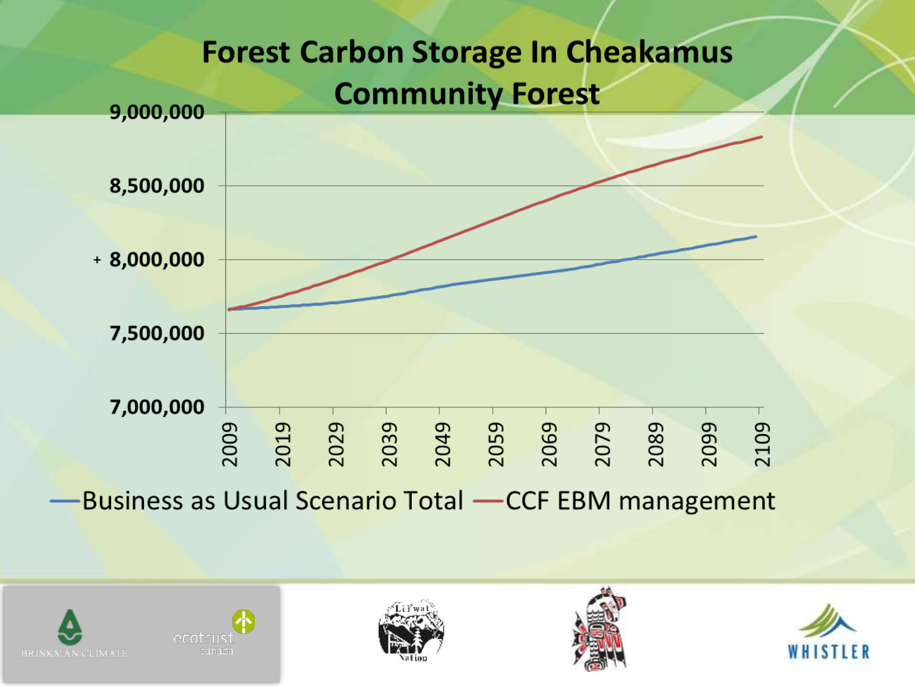# Forest Carbon Storage In Cheakamus Community Forest

9,000,000

8,500,000

8,000,000

7,500,000

7,000,000

2009 2019 2029 2039 2049 2059 2069 2079 2089 2099 2109

Business as Usual Scenario Total — CCF EBM management

BRINKMAN CLIMATE

ecotrust canada

WHISTLER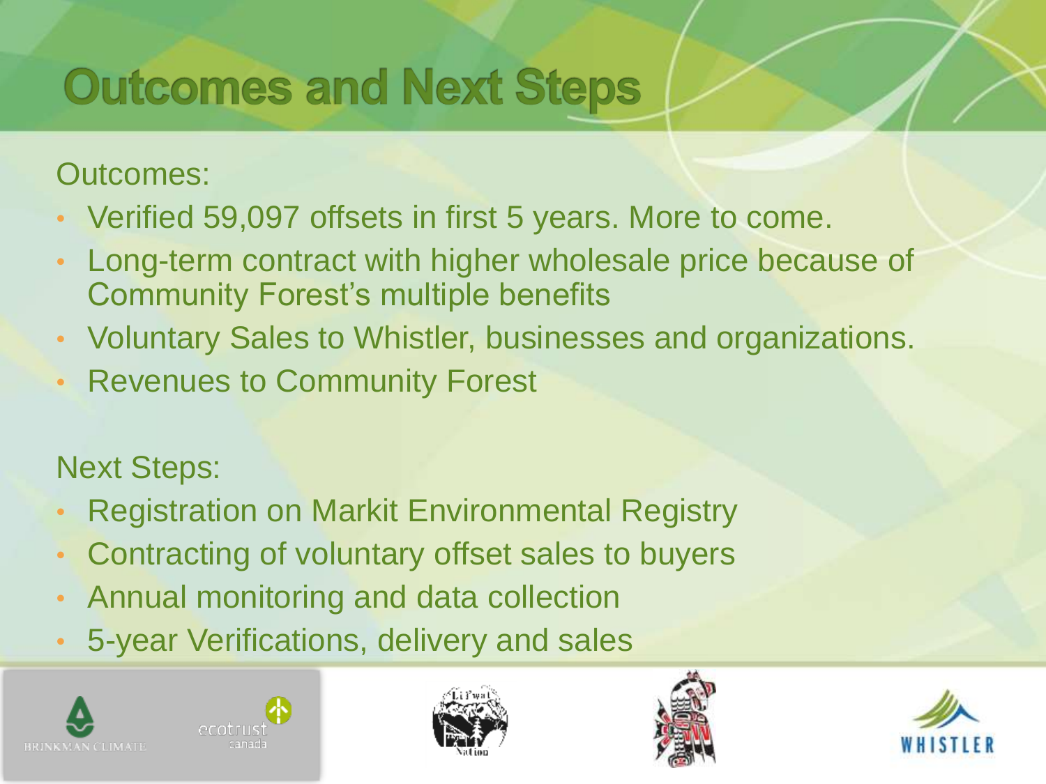# Outcomes and Next Steps

Outcomes:

- Verified 59,097 offsets in first 5 years. More to come.
- Long-term contract with higher wholesale price because of Community Forest's multiple benefits
- Voluntary Sales to Whistler, businesses and organizations.
- Revenues to Community Forest

Next Steps:

- Registration on Markit Environmental Registry
- Contracting of voluntary offset sales to buyers
- Annual monitoring and data collection
- 5-year Verifications, delivery and sales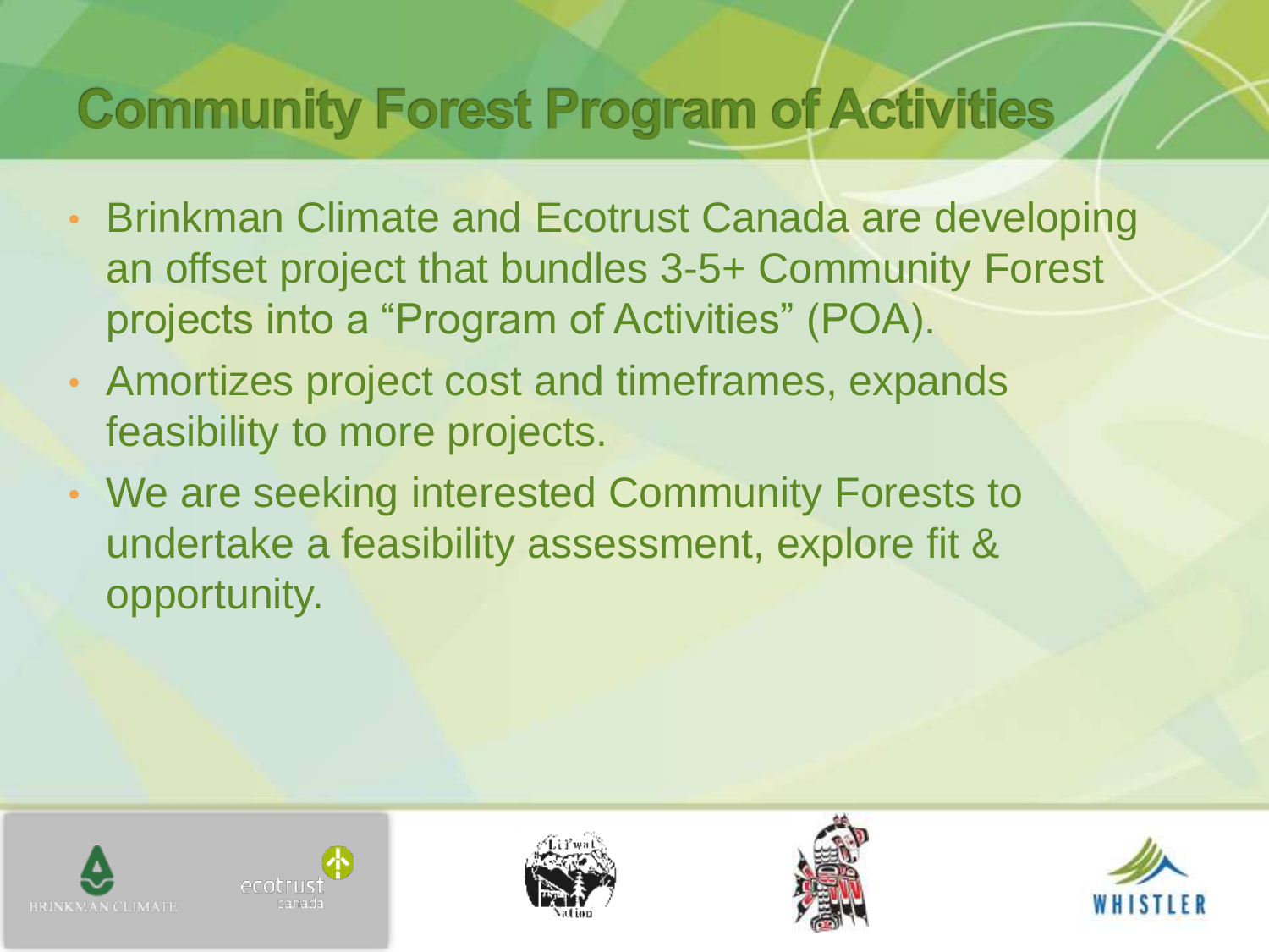# Community Forest Program of Activities

- Brinkman Climate and Ecotrust Canada are developing an offset project that bundles 3-5+ Community Forest projects into a "Program of Activities" (POA).
- Amortizes project cost and timeframes, expands feasibility to more projects.
- We are seeking interested Community Forests to undertake a feasibility assessment, explore fit & opportunity.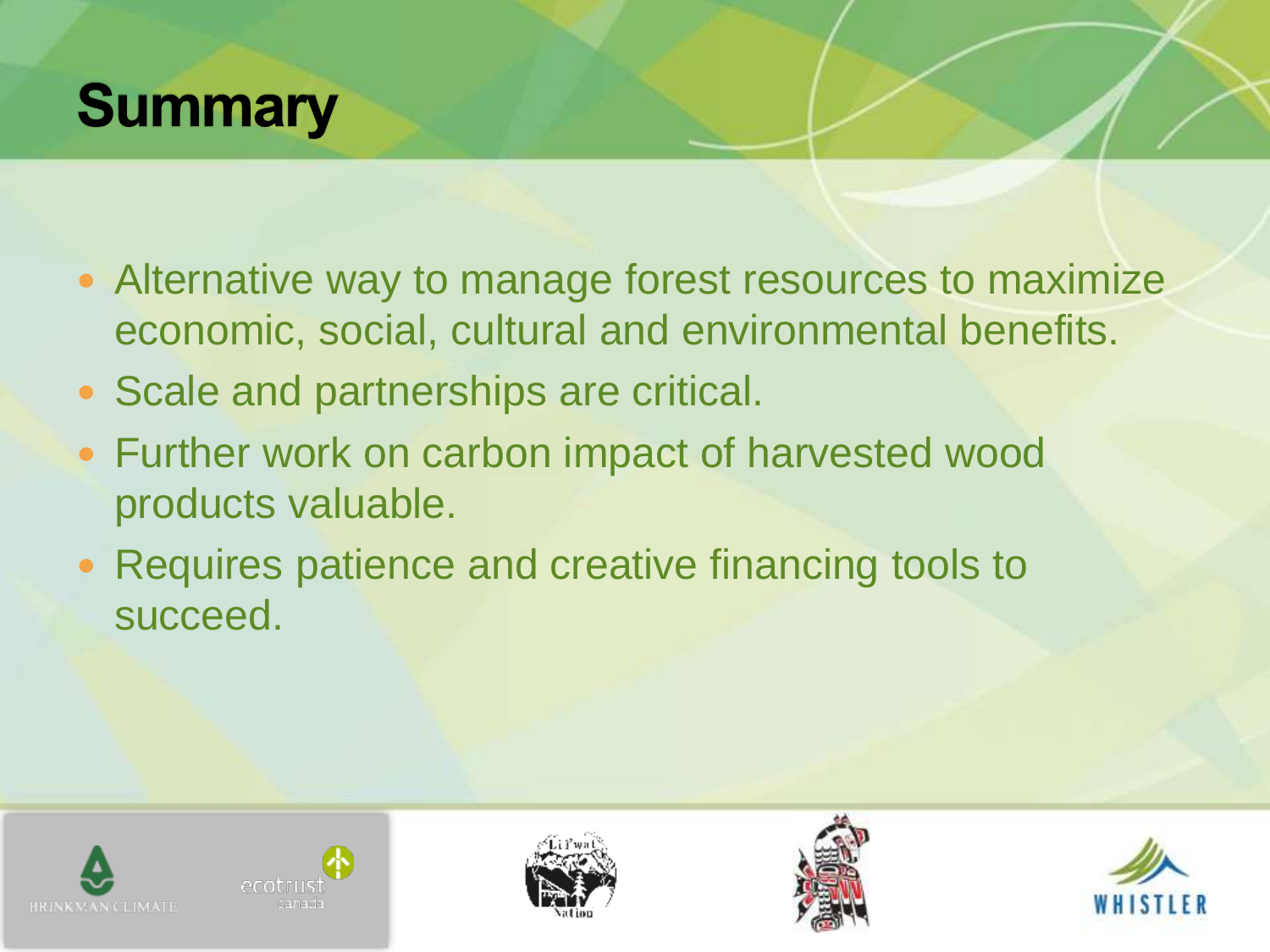# Summary

- Alternative way to manage forest resources to maximize economic, social, cultural and environmental benefits.
- Scale and partnerships are critical.
- Further work on carbon impact of harvested wood products valuable.
- Requires patience and creative financing tools to succeed.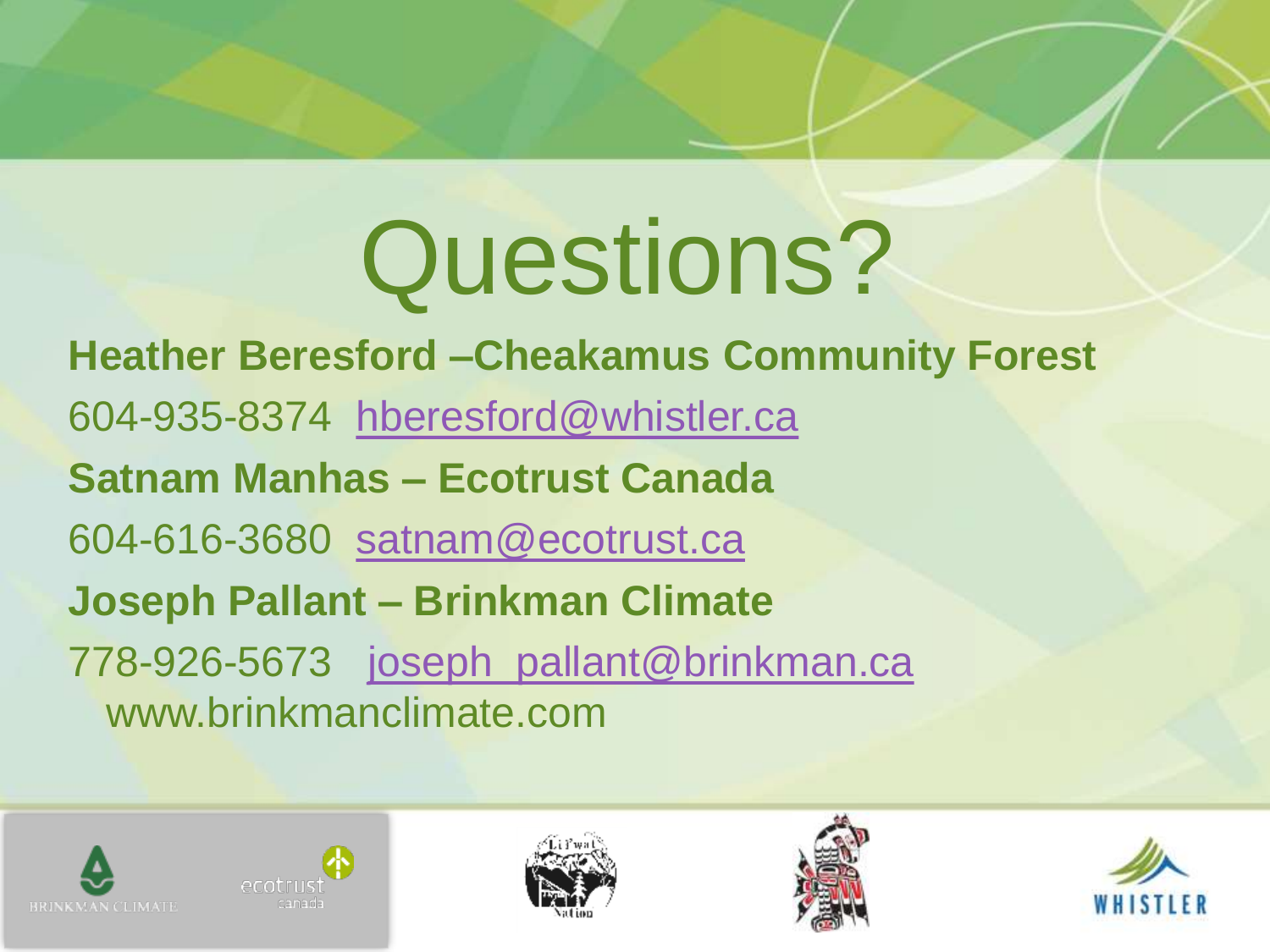# Questions?

**Heather Beresford –Cheakamus Community Forest**

604-935-8374 hberesford@whistler.ca

**Satnam Manhas – Ecotrust Canada**

604-616-3680 satnam@ecotrust.ca

**Joseph Pallant – Brinkman Climate**

778-926-5673 joseph_pallant@brinkman.ca

www.brinkmanclimate.com